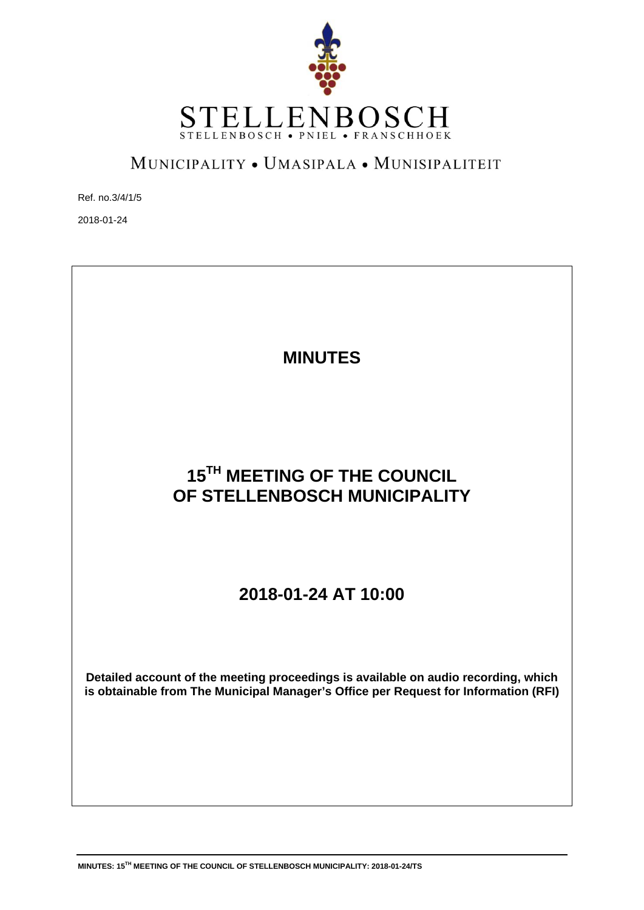# STELLENBOSCH

STELLENBOSCH • PNIEL • FRANSCHHOEK

MUNICIPALITY • UMASIPALA • MUNISIPALITEIT

Ref. no.3/4/1/5

2018-01-24

## MINUTES

## 15TH MEETING OF THE COUNCIL OF STELLENBOSCH MUNICIPALITY

## 2018-01-24 AT 10:00

**Detailed account of the meeting proceedings is available on audio recording, which is obtainable from The Municipal Manager's Office per Request for Information (RFI)**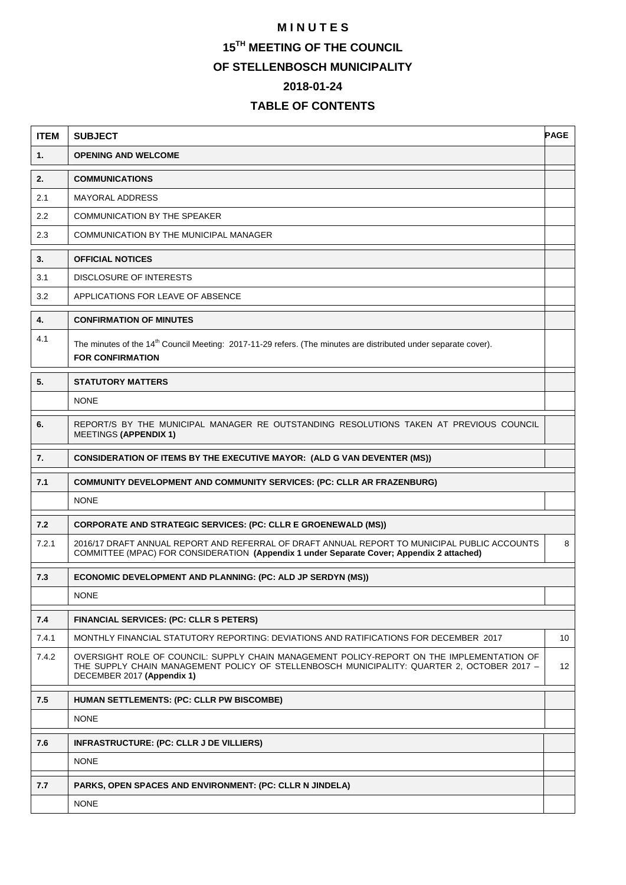# MINUTES

# 15TH MEETING OF THE COUNCIL

# OF STELLENBOSCH MUNICIPALITY

# 2018-01-24

## TABLE OF CONTENTS

| ITEM | SUBJECT | PAGE |
|---|---|---|
| **1.** | **OPENING AND WELCOME** | |
| **2.** | **COMMUNICATIONS** | |
| 2.1 | MAYORAL ADDRESS | |
| 2.2 | COMMUNICATION BY THE SPEAKER | |
| 2.3 | COMMUNICATION BY THE MUNICIPAL MANAGER | |
| **3.** | **OFFICIAL NOTICES** | |
| 3.1 | DISCLOSURE OF INTERESTS | |
| 3.2 | APPLICATIONS FOR LEAVE OF ABSENCE | |
| **4.** | **CONFIRMATION OF MINUTES** | |
| 4.1 | The minutes of the 14th Council Meeting: 2017-11-29 refers. (The minutes are distributed under separate cover). **FOR CONFIRMATION** | |
| **5.** | **STATUTORY MATTERS** | |
| | NONE | |
| **6.** | REPORT/S BY THE MUNICIPAL MANAGER RE OUTSTANDING RESOLUTIONS TAKEN AT PREVIOUS COUNCIL MEETINGS **(APPENDIX 1)** | |
| **7.** | **CONSIDERATION OF ITEMS BY THE EXECUTIVE MAYOR: (ALD G VAN DEVENTER (MS))** | |
| **7.1** | **COMMUNITY DEVELOPMENT AND COMMUNITY SERVICES: (PC: CLLR AR FRAZENBURG)** | |
| | NONE | |
| **7.2** | **CORPORATE AND STRATEGIC SERVICES: (PC: CLLR E GROENEWALD (MS))** | |
| 7.2.1 | 2016/17 DRAFT ANNUAL REPORT AND REFERRAL OF DRAFT ANNUAL REPORT TO MUNICIPAL PUBLIC ACCOUNTS COMMITTEE (MPAC) FOR CONSIDERATION **(Appendix 1 under Separate Cover; Appendix 2 attached)** | 8 |
| **7.3** | **ECONOMIC DEVELOPMENT AND PLANNING: (PC: ALD JP SERDYN (MS))** | |
| | NONE | |
| **7.4** | **FINANCIAL SERVICES: (PC: CLLR S PETERS)** | |
| 7.4.1 | MONTHLY FINANCIAL STATUTORY REPORTING: DEVIATIONS AND RATIFICATIONS FOR DECEMBER 2017 | 10 |
| 7.4.2 | OVERSIGHT ROLE OF COUNCIL: SUPPLY CHAIN MANAGEMENT POLICY-REPORT ON THE IMPLEMENTATION OF THE SUPPLY CHAIN MANAGEMENT POLICY OF STELLENBOSCH MUNICIPALITY: QUARTER 2, OCTOBER 2017 – DECEMBER 2017 **(Appendix 1)** | 12 |
| **7.5** | **HUMAN SETTLEMENTS: (PC: CLLR PW BISCOMBE)** | |
| | NONE | |
| **7.6** | **INFRASTRUCTURE: (PC: CLLR J DE VILLIERS)** | |
| | NONE | |
| **7.7** | **PARKS, OPEN SPACES AND ENVIRONMENT: (PC: CLLR N JINDELA)** | |
| | NONE | |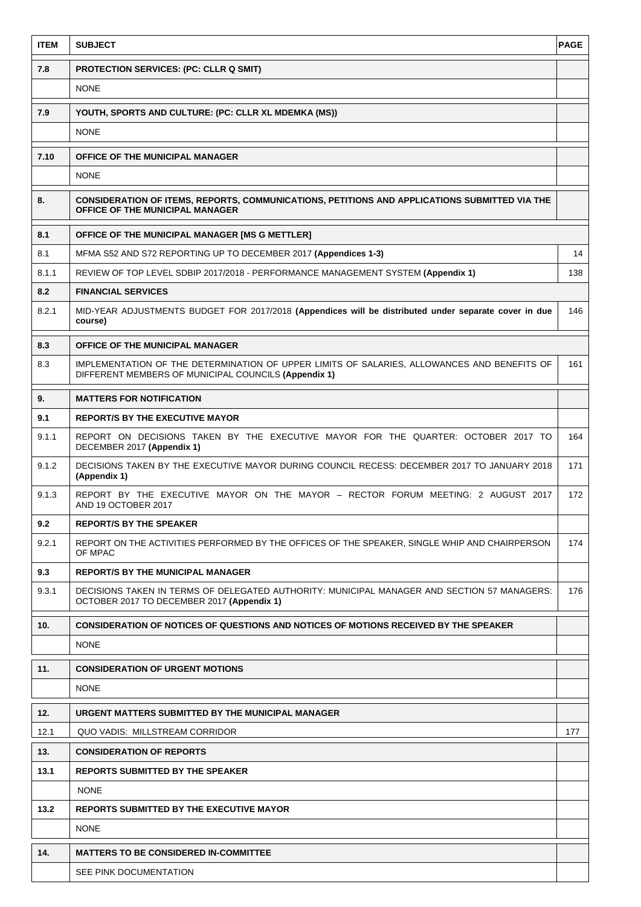| ITEM | SUBJECT | PAGE |
|---|---|---|
| **7.8** | **PROTECTION SERVICES: (PC: CLLR Q SMIT)** | |
| | NONE | |
| **7.9** | **YOUTH, SPORTS AND CULTURE: (PC: CLLR XL MDEMKA (MS))** | |
| | NONE | |
| **7.10** | **OFFICE OF THE MUNICIPAL MANAGER** | |
| | NONE | |
| **8.** | **CONSIDERATION OF ITEMS, REPORTS, COMMUNICATIONS, PETITIONS AND APPLICATIONS SUBMITTED VIA THE OFFICE OF THE MUNICIPAL MANAGER** | |
| **8.1** | **OFFICE OF THE MUNICIPAL MANAGER [MS G METTLER]** | |
| 8.1 | MFMA S52 AND S72 REPORTING UP TO DECEMBER 2017 **(Appendices 1-3)** | 14 |
| 8.1.1 | REVIEW OF TOP LEVEL SDBIP 2017/2018 - PERFORMANCE MANAGEMENT SYSTEM **(Appendix 1)** | 138 |
| **8.2** | **FINANCIAL SERVICES** | |
| 8.2.1 | MID-YEAR ADJUSTMENTS BUDGET FOR 2017/2018 **(Appendices will be distributed under separate cover in due course)** | 146 |
| **8.3** | **OFFICE OF THE MUNICIPAL MANAGER** | |
| 8.3 | IMPLEMENTATION OF THE DETERMINATION OF UPPER LIMITS OF SALARIES, ALLOWANCES AND BENEFITS OF DIFFERENT MEMBERS OF MUNICIPAL COUNCILS **(Appendix 1)** | 161 |
| **9.** | **MATTERS FOR NOTIFICATION** | |
| **9.1** | **REPORT/S BY THE EXECUTIVE MAYOR** | |
| 9.1.1 | REPORT ON DECISIONS TAKEN BY THE EXECUTIVE MAYOR FOR THE QUARTER: OCTOBER 2017 TO DECEMBER 2017 **(Appendix 1)** | 164 |
| 9.1.2 | DECISIONS TAKEN BY THE EXECUTIVE MAYOR DURING COUNCIL RECESS: DECEMBER 2017 TO JANUARY 2018 **(Appendix 1)** | 171 |
| 9.1.3 | REPORT BY THE EXECUTIVE MAYOR ON THE MAYOR – RECTOR FORUM MEETING: 2 AUGUST 2017 AND 19 OCTOBER 2017 | 172 |
| **9.2** | **REPORT/S BY THE SPEAKER** | |
| 9.2.1 | REPORT ON THE ACTIVITIES PERFORMED BY THE OFFICES OF THE SPEAKER, SINGLE WHIP AND CHAIRPERSON OF MPAC | 174 |
| **9.3** | **REPORT/S BY THE MUNICIPAL MANAGER** | |
| 9.3.1 | DECISIONS TAKEN IN TERMS OF DELEGATED AUTHORITY: MUNICIPAL MANAGER AND SECTION 57 MANAGERS: OCTOBER 2017 TO DECEMBER 2017 **(Appendix 1)** | 176 |
| **10.** | **CONSIDERATION OF NOTICES OF QUESTIONS AND NOTICES OF MOTIONS RECEIVED BY THE SPEAKER** | |
| | NONE | |
| **11.** | **CONSIDERATION OF URGENT MOTIONS** | |
| | NONE | |
| **12.** | **URGENT MATTERS SUBMITTED BY THE MUNICIPAL MANAGER** | |
| 12.1 | QUO VADIS: MILLSTREAM CORRIDOR | 177 |
| **13.** | **CONSIDERATION OF REPORTS** | |
| **13.1** | **REPORTS SUBMITTED BY THE SPEAKER** | |
| | NONE | |
| **13.2** | **REPORTS SUBMITTED BY THE EXECUTIVE MAYOR** | |
| | NONE | |
| **14.** | **MATTERS TO BE CONSIDERED IN-COMMITTEE** | |
| | SEE PINK DOCUMENTATION | |